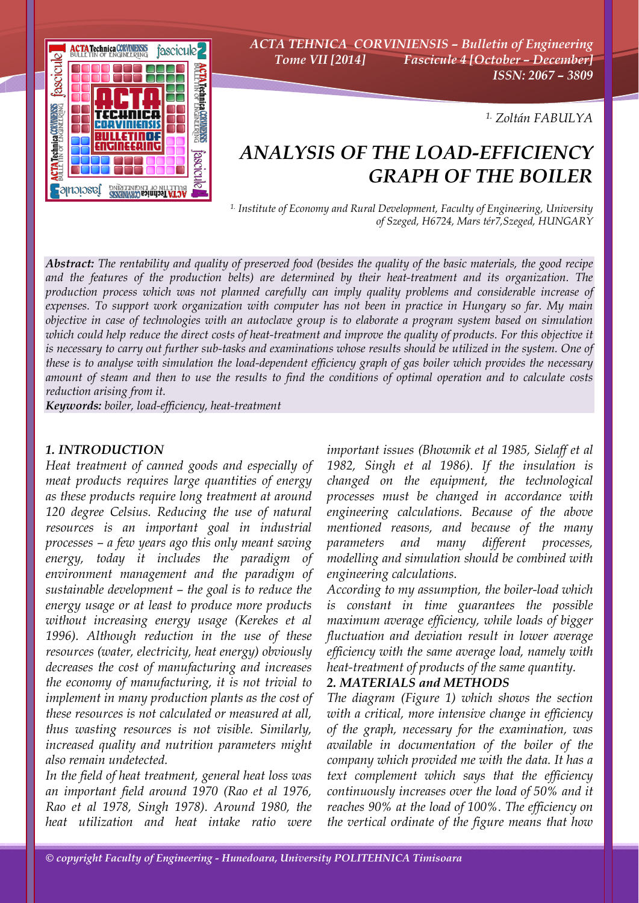[1.] *Zoltán FABULYA*

# *ANALYSIS OF THE LOAD-EFFICIENCY GRAPH OF THE BOILER*

[1.] *Institute of Economy and Rural Development, Faculty of Engineering, University of Szeged, H6724, Mars tér7,Szeged, HUNGARY*

***Abstract:*** *The rentability and quality of preserved food (besides the quality of the basic materials, the good recipe and the features of the production belts) are determined by their heat-treatment and its organization. The production process which was not planned carefully can imply quality problems and considerable increase of expenses. To support work organization with computer has not been in practice in Hungary so far. My main objective in case of technologies with an autoclave group is to elaborate a program system based on simulation which could help reduce the direct costs of heat-treatment and improve the quality of products. For this objective it is necessary to carry out further sub-tasks and examinations whose results should be utilized in the system. One of these is to analyse with simulation the load-dependent efficiency graph of gas boiler which provides the necessary amount of steam and then to use the results to find the conditions of optimal operation and to calculate costs reduction arising from it.*

***Keywords:*** *boiler, load-efficiency, heat-treatment*

## *1. INTRODUCTION*

*Heat treatment of canned goods and especially of meat products requires large quantities of energy as these products require long treatment at around 120 degree Celsius. Reducing the use of natural resources is an important goal in industrial processes – a few years ago this only meant saving energy, today it includes the paradigm of environment management and the paradigm of sustainable development – the goal is to reduce the energy usage or at least to produce more products without increasing energy usage (Kerekes et al 1996). Although reduction in the use of these resources (water, electricity, heat energy) obviously decreases the cost of manufacturing and increases the economy of manufacturing, it is not trivial to implement in many production plants as the cost of these resources is not calculated or measured at all, thus wasting resources is not visible. Similarly, increased quality and nutrition parameters might also remain undetected.*

*In the field of heat treatment, general heat loss was an important field around 1970 (Rao et al 1976, Rao et al 1978, Singh 1978). Around 1980, the heat utilization and heat intake ratio were important issues (Bhowmik et al 1985, Sielaff et al 1982, Singh et al 1986). If the insulation is changed on the equipment, the technological processes must be changed in accordance with engineering calculations. Because of the above mentioned reasons, and because of the many parameters and many different processes, modelling and simulation should be combined with engineering calculations.*

*According to my assumption, the boiler-load which is constant in time guarantees the possible maximum average efficiency, while loads of bigger fluctuation and deviation result in lower average efficiency with the same average load, namely with heat-treatment of products of the same quantity.*

## *2. MATERIALS and METHODS*

*The diagram (Figure 1) which shows the section with a critical, more intensive change in efficiency of the graph, necessary for the examination, was available in documentation of the boiler of the company which provided me with the data. It has a text complement which says that the efficiency continuously increases over the load of 50% and it reaches 90% at the load of 100%. The efficiency on the vertical ordinate of the figure means that how*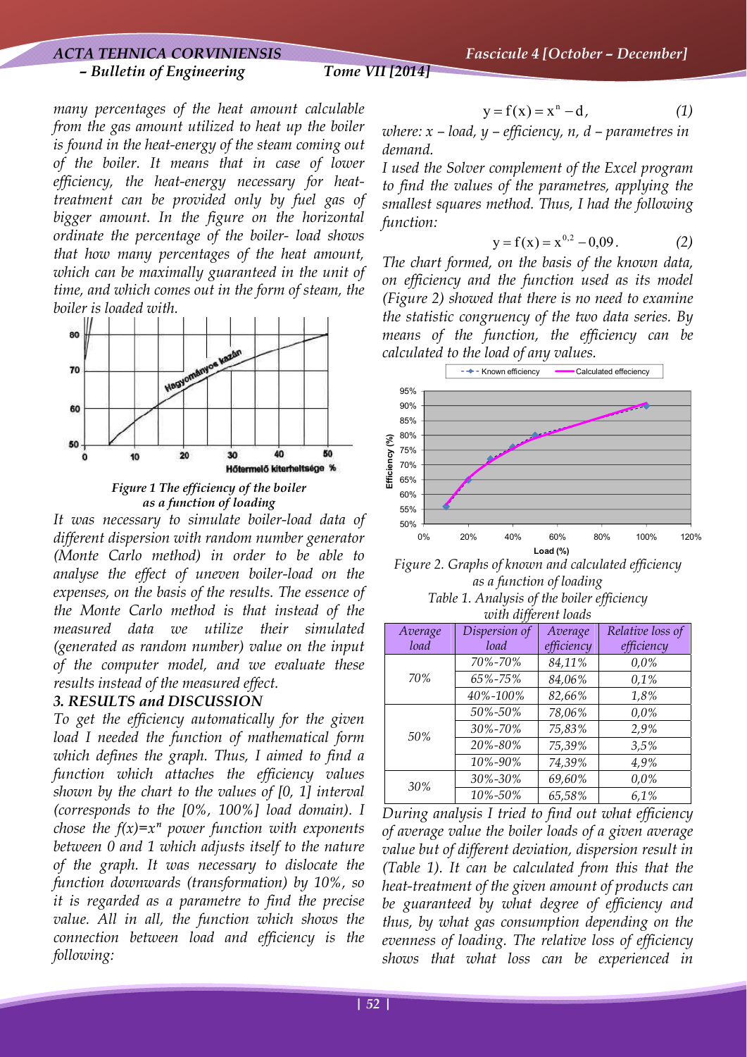many percentages of the heat amount calculable from the gas amount utilized to heat up the boiler is found in the heat-energy of the steam coming out of the boiler. It means that in case of lower efficiency, the heat-energy necessary for heat-treatment can be provided only by fuel gas of bigger amount. In the figure on the horizontal ordinate the percentage of the boiler- load shows that how many percentages of the heat amount, which can be maximally guaranteed in the unit of time, and which comes out in the form of steam, the boiler is loaded with.

*Figure 1 The efficiency of the boiler as a function of loading*

It was necessary to simulate boiler-load data of different dispersion with random number generator (Monte Carlo method) in order to be able to analyse the effect of uneven boiler-load on the expenses, on the basis of the results. The essence of the Monte Carlo method is that instead of the measured data we utilize their simulated (generated as random number) value on the input of the computer model, and we evaluate these results instead of the measured effect.

### 3. RESULTS and DISCUSSION

To get the efficiency automatically for the given load I needed the function of mathematical form which defines the graph. Thus, I aimed to find a function which attaches the efficiency values shown by the chart to the values of [0, 1] interval (corresponds to the [0%, 100%] load domain). I chose the $f(x)=x^n$ power function with exponents between 0 and 1 which adjusts itself to the nature of the graph. It was necessary to dislocate the function downwards (transformation) by 10%, so it is regarded as a parametre to find the precise value. All in all, the function which shows the connection between load and efficiency is the following:

$$y = f(x) = x^n - d, \qquad (1)$$

where: $x$ – load, $y$ – efficiency, $n$, $d$ – parametres in demand.

I used the Solver complement of the Excel program to find the values of the parametres, applying the smallest squares method. Thus, I had the following function:

$$y = f(x) = x^{0,2} - 0{,}09. \qquad (2)$$

The chart formed, on the basis of the known data, on efficiency and the function used as its model (Figure 2) showed that there is no need to examine the statistic congruency of the two data series. By means of the function, the efficiency can be calculated to the load of any values.

*Figure 2. Graphs of known and calculated efficiency as a function of loading*

*Table 1. Analysis of the boiler efficiency with different loads*

| Average load | Dispersion of load | Average efficiency | Relative loss of efficiency |
|---|---|---|---|
| 70% | 70%-70% | 84,11% | 0,0% |
| | 65%-75% | 84,06% | 0,1% |
| | 40%-100% | 82,66% | 1,8% |
| 50% | 50%-50% | 78,06% | 0,0% |
| | 30%-70% | 75,83% | 2,9% |
| | 20%-80% | 75,39% | 3,5% |
| | 10%-90% | 74,39% | 4,9% |
| 30% | 30%-30% | 69,60% | 0,0% |
| | 10%-50% | 65,58% | 6,1% |

During analysis I tried to find out what efficiency of average value the boiler loads of a given average value but of different deviation, dispersion result in (Table 1). It can be calculated from this that the heat-treatment of the given amount of products can be guaranteed by what degree of efficiency and thus, by what gas consumption depending on the evenness of loading. The relative loss of efficiency shows that what loss can be experienced in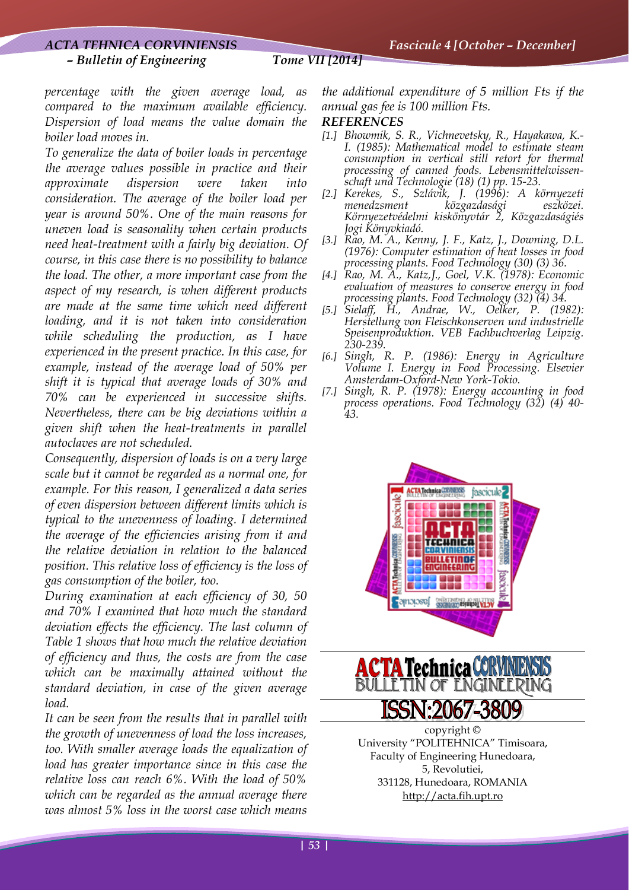*percentage with the given average load, as compared to the maximum available efficiency. Dispersion of load means the value domain the boiler load moves in.*

*To generalize the data of boiler loads in percentage the average values possible in practice and their approximate dispersion were taken into consideration. The average of the boiler load per year is around 50%. One of the main reasons for uneven load is seasonality when certain products need heat-treatment with a fairly big deviation. Of course, in this case there is no possibility to balance the load. The other, a more important case from the aspect of my research, is when different products are made at the same time which need different loading, and it is not taken into consideration while scheduling the production, as I have experienced in the present practice. In this case, for example, instead of the average load of 50% per shift it is typical that average loads of 30% and 70% can be experienced in successive shifts. Nevertheless, there can be big deviations within a given shift when the heat-treatments in parallel autoclaves are not scheduled.*

*Consequently, dispersion of loads is on a very large scale but it cannot be regarded as a normal one, for example. For this reason, I generalized a data series of even dispersion between different limits which is typical to the unevenness of loading. I determined the average of the efficiencies arising from it and the relative deviation in relation to the balanced position. This relative loss of efficiency is the loss of gas consumption of the boiler, too.*

*During examination at each efficiency of 30, 50 and 70% I examined that how much the standard deviation effects the efficiency. The last column of Table 1 shows that how much the relative deviation of efficiency and thus, the costs are from the case which can be maximally attained without the standard deviation, in case of the given average load.*

*It can be seen from the results that in parallel with the growth of unevenness of load the loss increases, too. With smaller average loads the equalization of load has greater importance since in this case the relative loss can reach 6%. With the load of 50% which can be regarded as the annual average there was almost 5% loss in the worst case which means the additional expenditure of 5 million Fts if the annual gas fee is 100 million Fts.*

### *REFERENCES*

*[1.] Bhowmik, S. R., Vichnevetsky, R., Hayakawa, K.-I. (1985): Mathematical model to estimate steam consumption in vertical still retort for thermal processing of canned foods. Lebensmittelwissenschaft und Technologie (18) (1) pp. 15-23.*

*[2.] Kerekes, S., Szlávik, J. (1996): A környezeti menedzsment közgazdasági eszközei. Környezetvédelmi kiskönyvtár 2, Közgazdaságiés Jogi Könyvkiadó.*

*[3.] Rao, M. A., Kenny, J. F., Katz, J., Downing, D.L. (1976): Computer estimation of heat losses in food processing plants. Food Technology (30) (3) 36.*

*[4.] Rao, M. A., Katz,J., Goel, V.K. (1978): Economic evaluation of measures to conserve energy in food processing plants. Food Technology (32) (4) 34.*

*[5.] Sielaff, H., Andrae, W., Oelker, P. (1982): Herstellung von Fleischkonserven und industrielle Speisenproduktion. VEB Fachbuchverlag Leipzig. 230-239.*

*[6.] Singh, R. P. (1986): Energy in Agriculture Volume I. Energy in Food Processing. Elsevier Amsterdam-Oxford-New York-Tokio.*

*[7.] Singh, R. P. (1978): Energy accounting in food process operations. Food Technology (32) (4) 40-43.*

ISSN:2067-3809

copyright ©
University "POLITEHNICA" Timisoara,
Faculty of Engineering Hunedoara,
5, Revolutiei,
331128, Hunedoara, ROMANIA
http://acta.fih.upt.ro